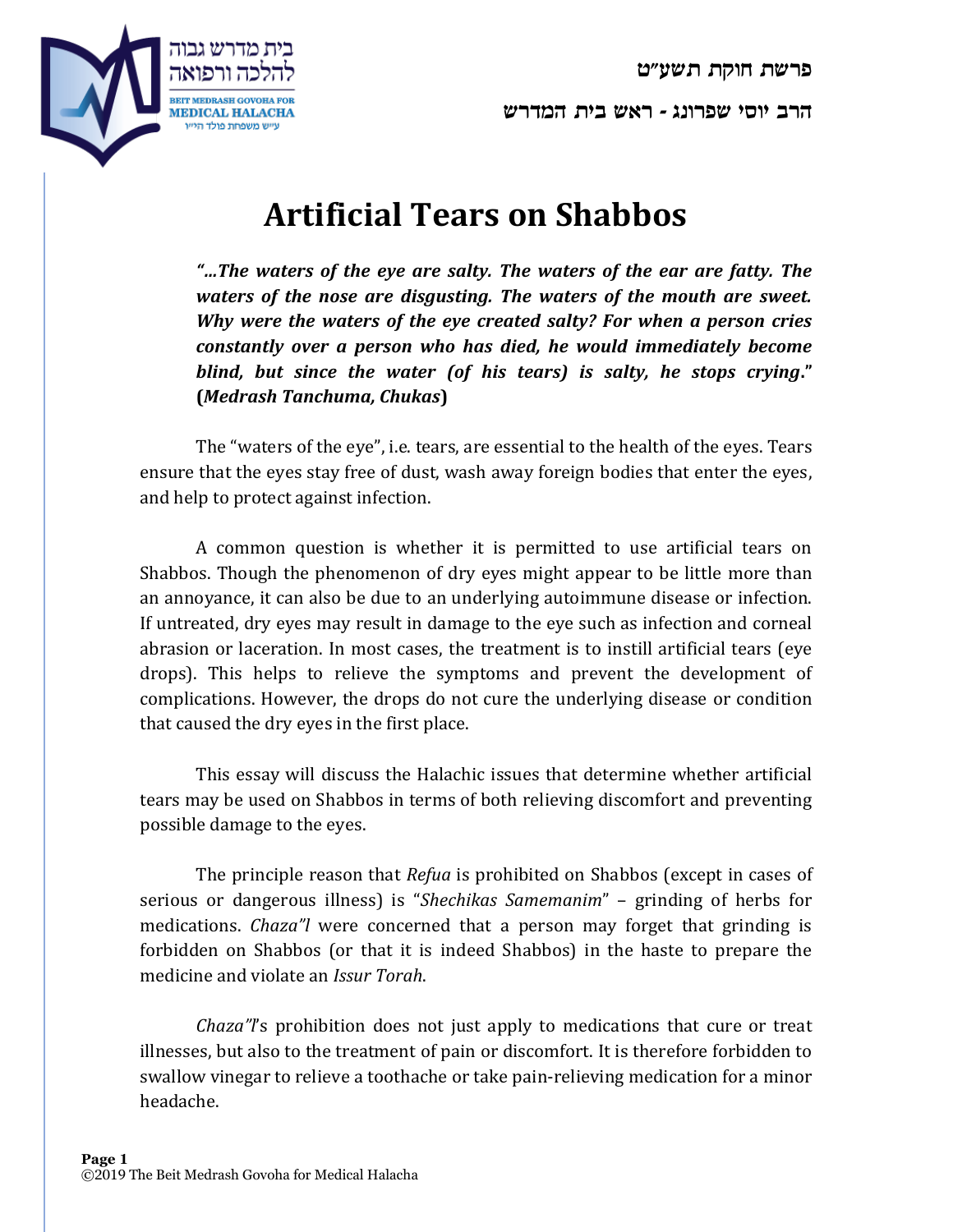פרשת חוקת תשע"ט

הרב יוסי שפרונג - ראש בית המדרש

# Artificial Tears on Shabbos

***"…The waters of the eye are salty. The waters of the ear are fatty. The waters of the nose are disgusting. The waters of the mouth are sweet. Why were the waters of the eye created salty? For when a person cries constantly over a person who has died, he would immediately become blind, but since the water (of his tears) is salty, he stops crying." (Medrash Tanchuma, Chukas)***

The "waters of the eye", i.e. tears, are essential to the health of the eyes. Tears ensure that the eyes stay free of dust, wash away foreign bodies that enter the eyes, and help to protect against infection.

A common question is whether it is permitted to use artificial tears on Shabbos. Though the phenomenon of dry eyes might appear to be little more than an annoyance, it can also be due to an underlying autoimmune disease or infection. If untreated, dry eyes may result in damage to the eye such as infection and corneal abrasion or laceration. In most cases, the treatment is to instill artificial tears (eye drops). This helps to relieve the symptoms and prevent the development of complications. However, the drops do not cure the underlying disease or condition that caused the dry eyes in the first place.

This essay will discuss the Halachic issues that determine whether artificial tears may be used on Shabbos in terms of both relieving discomfort and preventing possible damage to the eyes.

The principle reason that *Refua* is prohibited on Shabbos (except in cases of serious or dangerous illness) is "*Shechikas Samemanim*" – grinding of herbs for medications. *Chaza"l* were concerned that a person may forget that grinding is forbidden on Shabbos (or that it is indeed Shabbos) in the haste to prepare the medicine and violate an *Issur Torah*.

*Chaza"l*'s prohibition does not just apply to medications that cure or treat illnesses, but also to the treatment of pain or discomfort. It is therefore forbidden to swallow vinegar to relieve a toothache or take pain-relieving medication for a minor headache.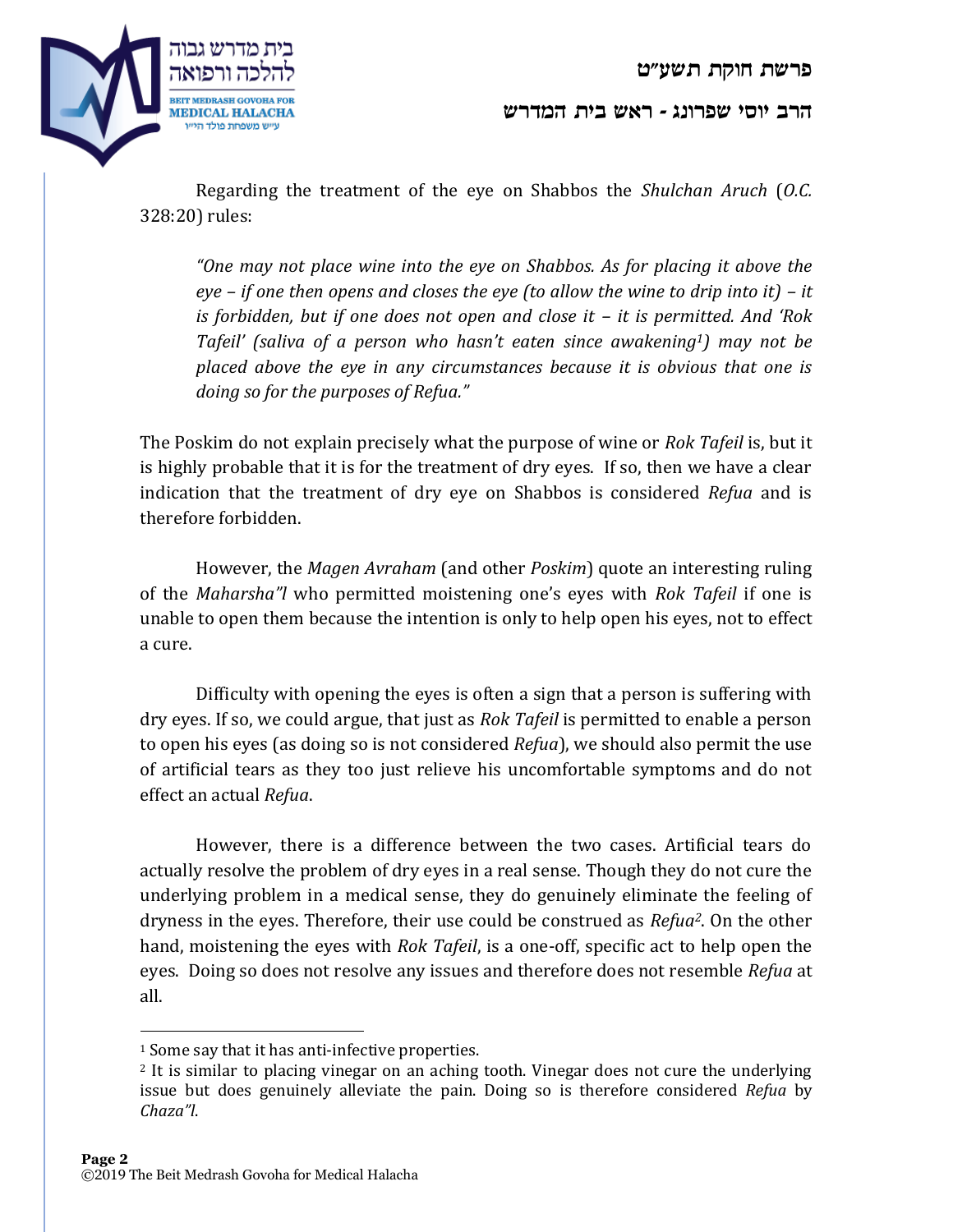Regarding the treatment of the eye on Shabbos the *Shulchan Aruch* (*O.C.* 328:20) rules:

> *"One may not place wine into the eye on Shabbos. As for placing it above the eye – if one then opens and closes the eye (to allow the wine to drip into it) – it is forbidden, but if one does not open and close it – it is permitted. And 'Rok Tafeil' (saliva of a person who hasn't eaten since awakening[1]) may not be placed above the eye in any circumstances because it is obvious that one is doing so for the purposes of Refua."*

The Poskim do not explain precisely what the purpose of wine or *Rok Tafeil* is, but it is highly probable that it is for the treatment of dry eyes. If so, then we have a clear indication that the treatment of dry eye on Shabbos is considered *Refua* and is therefore forbidden.

However, the *Magen Avraham* (and other *Poskim*) quote an interesting ruling of the *Maharsha"l* who permitted moistening one's eyes with *Rok Tafeil* if one is unable to open them because the intention is only to help open his eyes, not to effect a cure.

Difficulty with opening the eyes is often a sign that a person is suffering with dry eyes. If so, we could argue, that just as *Rok Tafeil* is permitted to enable a person to open his eyes (as doing so is not considered *Refua*), we should also permit the use of artificial tears as they too just relieve his uncomfortable symptoms and do not effect an actual *Refua*.

However, there is a difference between the two cases. Artificial tears do actually resolve the problem of dry eyes in a real sense. Though they do not cure the underlying problem in a medical sense, they do genuinely eliminate the feeling of dryness in the eyes. Therefore, their use could be construed as *Refua*[2]. On the other hand, moistening the eyes with *Rok Tafeil*, is a one-off, specific act to help open the eyes. Doing so does not resolve any issues and therefore does not resemble *Refua* at all.

---

[1] Some say that it has anti-infective properties.

[2] It is similar to placing vinegar on an aching tooth. Vinegar does not cure the underlying issue but does genuinely alleviate the pain. Doing so is therefore considered *Refua* by *Chaza"l*.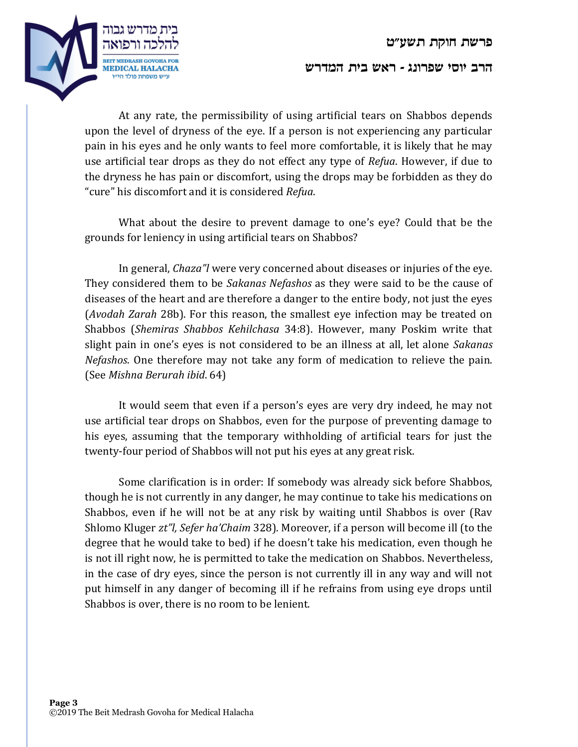At any rate, the permissibility of using artificial tears on Shabbos depends upon the level of dryness of the eye. If a person is not experiencing any particular pain in his eyes and he only wants to feel more comfortable, it is likely that he may use artificial tear drops as they do not effect any type of *Refua*. However, if due to the dryness he has pain or discomfort, using the drops may be forbidden as they do "cure" his discomfort and it is considered *Refua*.

What about the desire to prevent damage to one's eye? Could that be the grounds for leniency in using artificial tears on Shabbos?

In general, *Chaza"l* were very concerned about diseases or injuries of the eye. They considered them to be *Sakanas Nefashos* as they were said to be the cause of diseases of the heart and are therefore a danger to the entire body, not just the eyes (*Avodah Zarah* 28b). For this reason, the smallest eye infection may be treated on Shabbos (*Shemiras Shabbos Kehilchasa* 34:8). However, many Poskim write that slight pain in one's eyes is not considered to be an illness at all, let alone *Sakanas Nefashos*. One therefore may not take any form of medication to relieve the pain. (See *Mishna Berurah ibid*. 64)

It would seem that even if a person's eyes are very dry indeed, he may not use artificial tear drops on Shabbos, even for the purpose of preventing damage to his eyes, assuming that the temporary withholding of artificial tears for just the twenty-four period of Shabbos will not put his eyes at any great risk.

Some clarification is in order: If somebody was already sick before Shabbos, though he is not currently in any danger, he may continue to take his medications on Shabbos, even if he will not be at any risk by waiting until Shabbos is over (Rav Shlomo Kluger *zt"l, Sefer ha'Chaim* 328). Moreover, if a person will become ill (to the degree that he would take to bed) if he doesn't take his medication, even though he is not ill right now, he is permitted to take the medication on Shabbos. Nevertheless, in the case of dry eyes, since the person is not currently ill in any way and will not put himself in any danger of becoming ill if he refrains from using eye drops until Shabbos is over, there is no room to be lenient.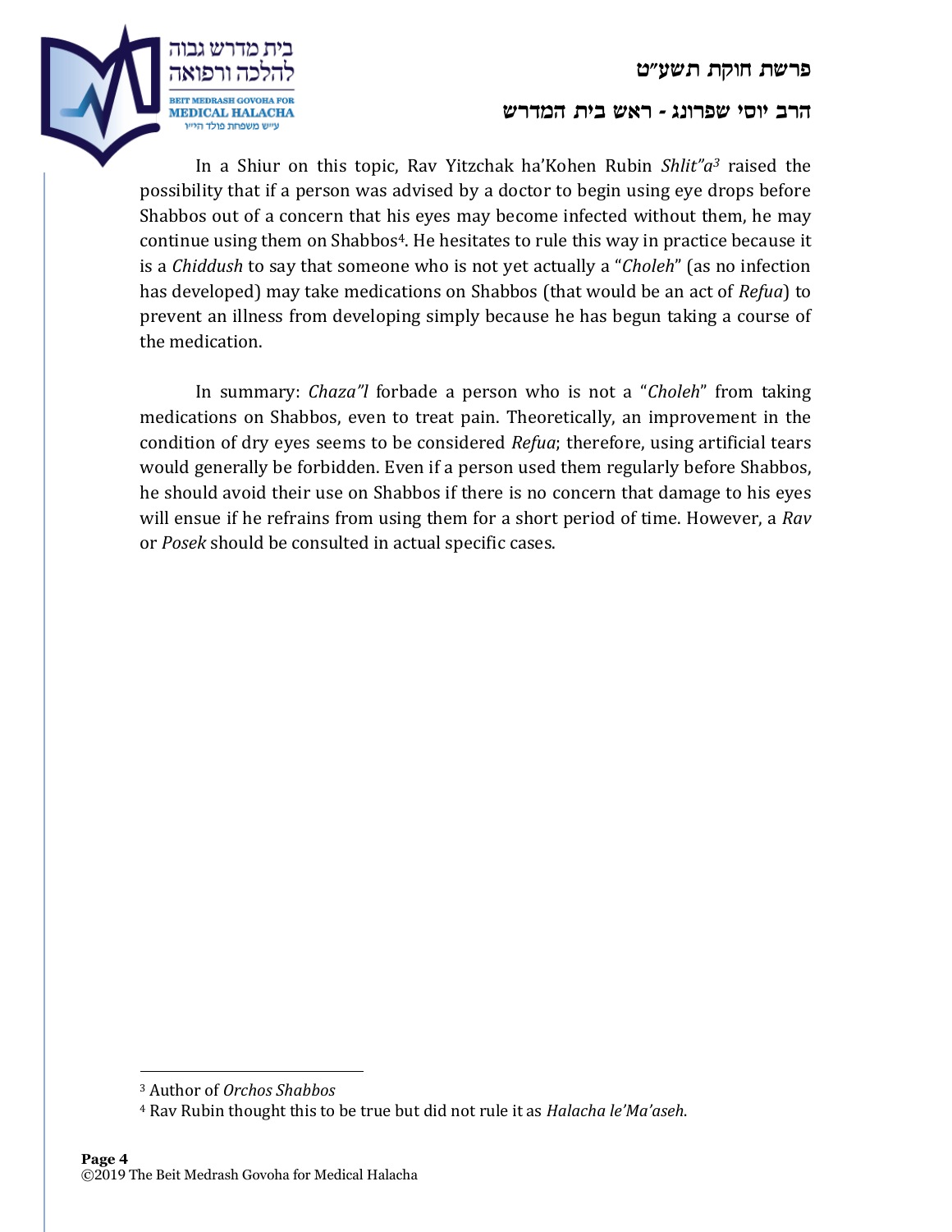In a Shiur on this topic, Rav Yitzchak ha'Kohen Rubin *Shlit"a*[3] raised the possibility that if a person was advised by a doctor to begin using eye drops before Shabbos out of a concern that his eyes may become infected without them, he may continue using them on Shabbos[4]. He hesitates to rule this way in practice because it is a *Chiddush* to say that someone who is not yet actually a "*Choleh*" (as no infection has developed) may take medications on Shabbos (that would be an act of *Refua*) to prevent an illness from developing simply because he has begun taking a course of the medication.

In summary: *Chaza"l* forbade a person who is not a "*Choleh*" from taking medications on Shabbos, even to treat pain. Theoretically, an improvement in the condition of dry eyes seems to be considered *Refua*; therefore, using artificial tears would generally be forbidden. Even if a person used them regularly before Shabbos, he should avoid their use on Shabbos if there is no concern that damage to his eyes will ensue if he refrains from using them for a short period of time. However, a *Rav* or *Posek* should be consulted in actual specific cases.

---

[3] Author of *Orchos Shabbos*

[4] Rav Rubin thought this to be true but did not rule it as *Halacha le'Ma'aseh*.